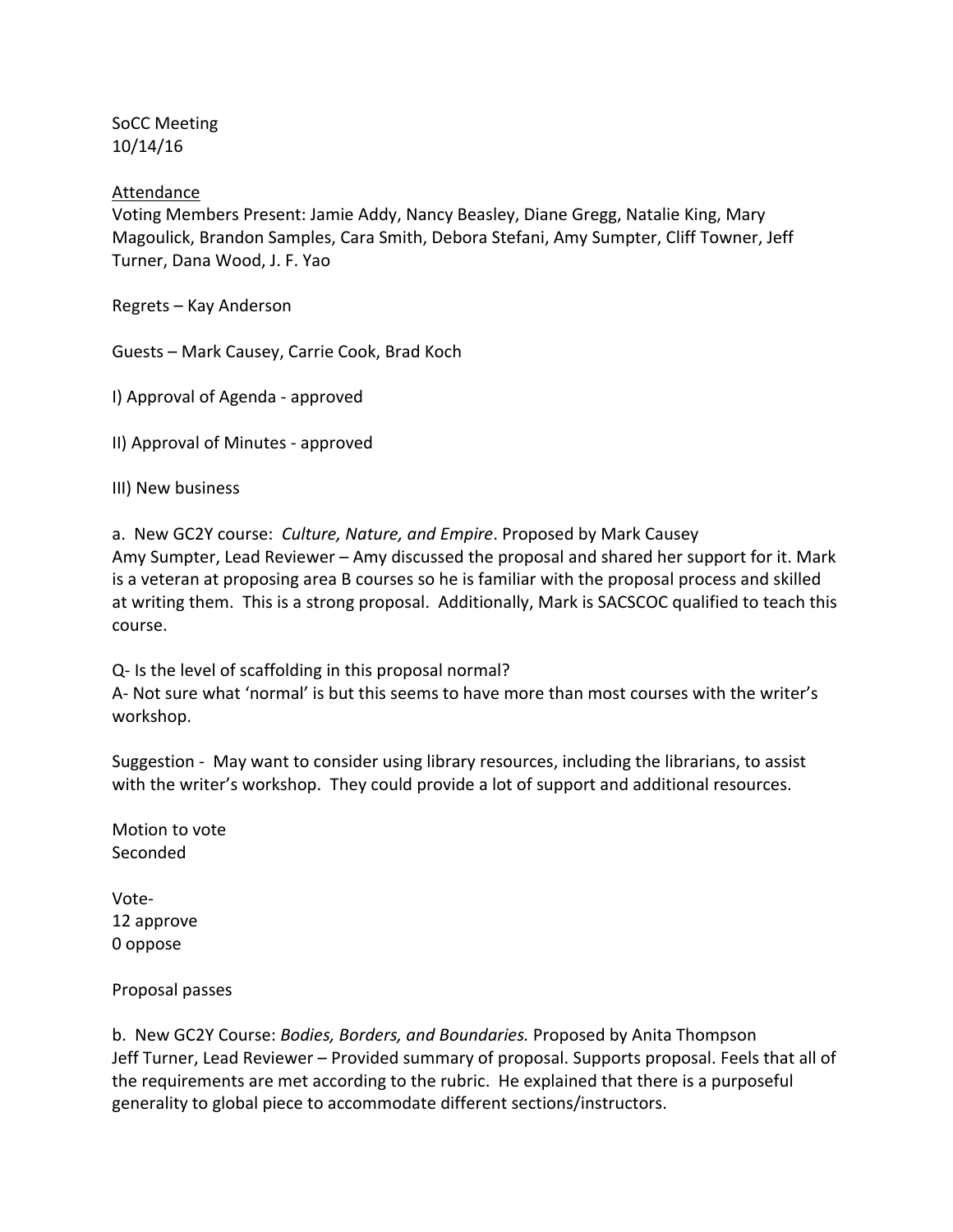SoCC Meeting
10/14/16

Attendance
Voting Members Present: Jamie Addy, Nancy Beasley, Diane Gregg, Natalie King, Mary Magoulick, Brandon Samples, Cara Smith, Debora Stefani, Amy Sumpter, Cliff Towner, Jeff Turner, Dana Wood, J. F. Yao

Regrets – Kay Anderson

Guests – Mark Causey, Carrie Cook, Brad Koch

I) Approval of Agenda - approved

II) Approval of Minutes - approved

III) New business

a. New GC2Y course: *Culture, Nature, and Empire*. Proposed by Mark Causey
Amy Sumpter, Lead Reviewer – Amy discussed the proposal and shared her support for it. Mark is a veteran at proposing area B courses so he is familiar with the proposal process and skilled at writing them. This is a strong proposal. Additionally, Mark is SACSCOC qualified to teach this course.

Q- Is the level of scaffolding in this proposal normal?
A- Not sure what 'normal' is but this seems to have more than most courses with the writer's workshop.

Suggestion - May want to consider using library resources, including the librarians, to assist with the writer's workshop. They could provide a lot of support and additional resources.

Motion to vote
Seconded

Vote-
12 approve
0 oppose

Proposal passes

b. New GC2Y Course: *Bodies, Borders, and Boundaries.* Proposed by Anita Thompson
Jeff Turner, Lead Reviewer – Provided summary of proposal. Supports proposal. Feels that all of the requirements are met according to the rubric. He explained that there is a purposeful generality to global piece to accommodate different sections/instructors.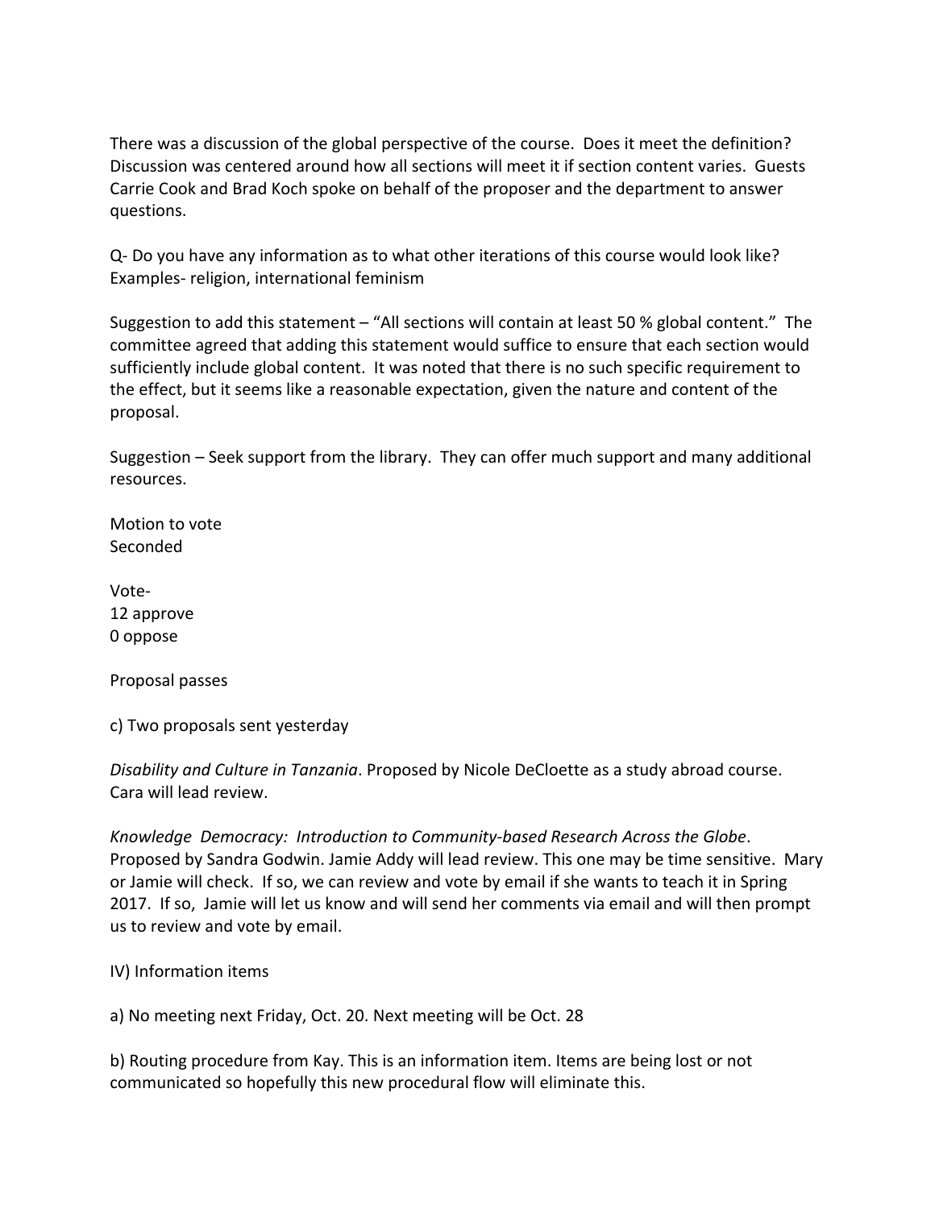There was a discussion of the global perspective of the course. Does it meet the definition? Discussion was centered around how all sections will meet it if section content varies. Guests Carrie Cook and Brad Koch spoke on behalf of the proposer and the department to answer questions.

Q- Do you have any information as to what other iterations of this course would look like? Examples- religion, international feminism

Suggestion to add this statement – "All sections will contain at least 50 % global content." The committee agreed that adding this statement would suffice to ensure that each section would sufficiently include global content. It was noted that there is no such specific requirement to the effect, but it seems like a reasonable expectation, given the nature and content of the proposal.

Suggestion – Seek support from the library. They can offer much support and many additional resources.

Motion to vote
Seconded

Vote-
12 approve
0 oppose

Proposal passes

c) Two proposals sent yesterday

*Disability and Culture in Tanzania*. Proposed by Nicole DeCloette as a study abroad course. Cara will lead review.

*Knowledge Democracy: Introduction to Community-based Research Across the Globe*. Proposed by Sandra Godwin. Jamie Addy will lead review. This one may be time sensitive. Mary or Jamie will check. If so, we can review and vote by email if she wants to teach it in Spring 2017. If so, Jamie will let us know and will send her comments via email and will then prompt us to review and vote by email.

IV) Information items

a) No meeting next Friday, Oct. 20. Next meeting will be Oct. 28

b) Routing procedure from Kay. This is an information item. Items are being lost or not communicated so hopefully this new procedural flow will eliminate this.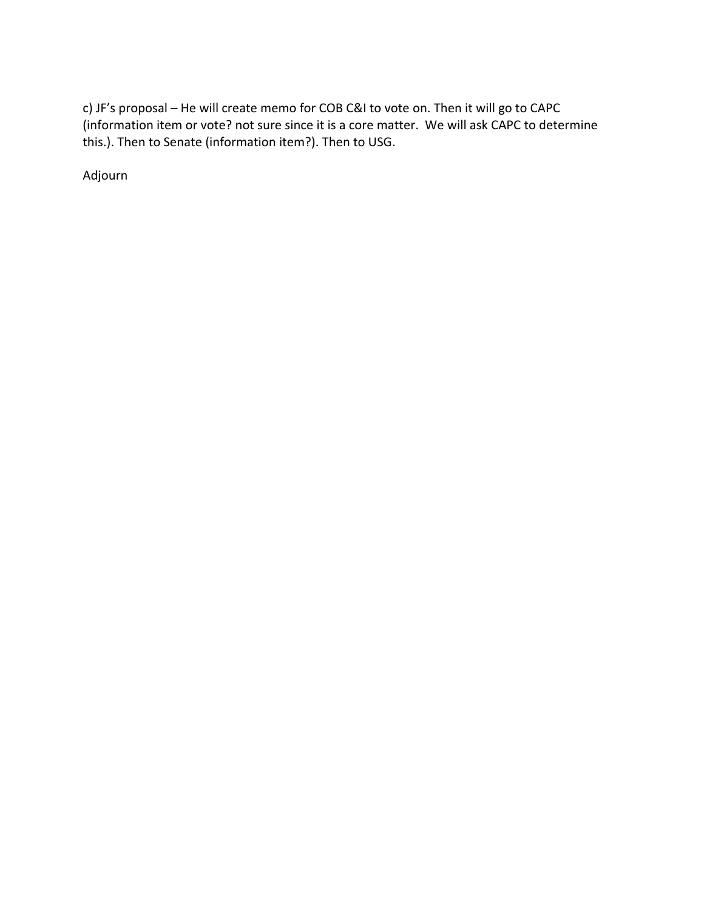c) JF's proposal – He will create memo for COB C&I to vote on. Then it will go to CAPC (information item or vote? not sure since it is a core matter. We will ask CAPC to determine this.). Then to Senate (information item?). Then to USG.

Adjourn